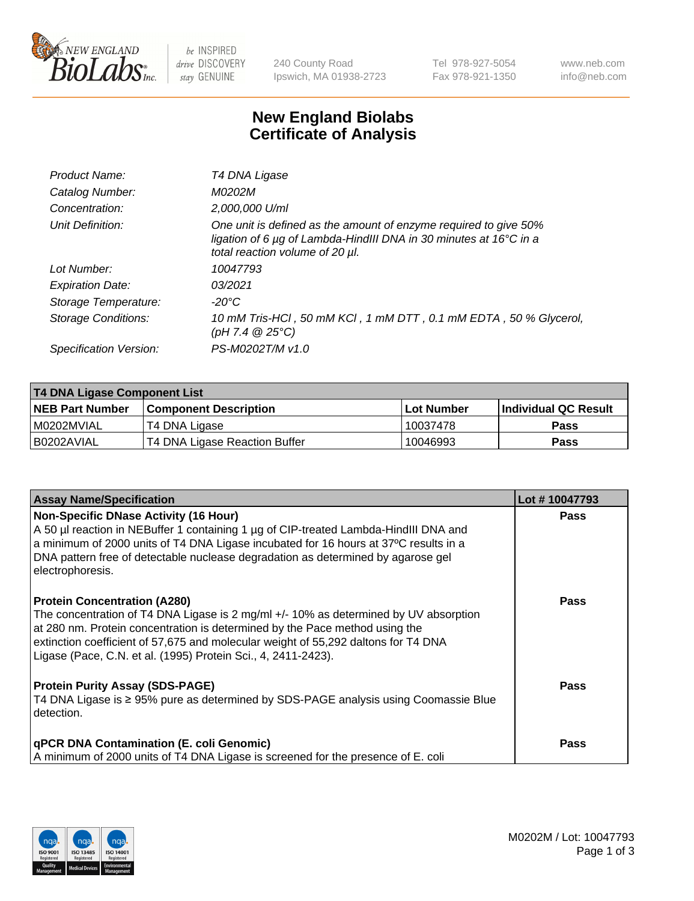# New England Biolabs Certificate of Analysis

| | |
|---|---|
| Product Name: | *T4 DNA Ligase* |
| Catalog Number: | *M0202M* |
| Concentration: | *2,000,000 U/ml* |
| Unit Definition: | *One unit is defined as the amount of enzyme required to give 50% ligation of 6 µg of Lambda-HindIII DNA in 30 minutes at 16°C in a total reaction volume of 20 µl.* |
| Lot Number: | *10047793* |
| Expiration Date: | *03/2021* |
| Storage Temperature: | *-20°C* |
| Storage Conditions: | *10 mM Tris-HCl , 50 mM KCl , 1 mM DTT , 0.1 mM EDTA , 50 % Glycerol, (pH 7.4 @ 25°C)* |
| Specification Version: | *PS-M0202T/M v1.0* |

| T4 DNA Ligase Component List | | | |
|---|---|---|---|
| **NEB Part Number** | **Component Description** | **Lot Number** | **Individual QC Result** |
| M0202MVIAL | T4 DNA Ligase | 10037478 | Pass |
| B0202AVIAL | T4 DNA Ligase Reaction Buffer | 10046993 | Pass |

| Assay Name/Specification | Lot # 10047793 |
|---|---|
| **Non-Specific DNase Activity (16 Hour)**<br>A 50 µl reaction in NEBuffer 1 containing 1 µg of CIP-treated Lambda-HindIII DNA and a minimum of 2000 units of T4 DNA Ligase incubated for 16 hours at 37ºC results in a DNA pattern free of detectable nuclease degradation as determined by agarose gel electrophoresis. | Pass |
| **Protein Concentration (A280)**<br>The concentration of T4 DNA Ligase is 2 mg/ml +/- 10% as determined by UV absorption at 280 nm. Protein concentration is determined by the Pace method using the extinction coefficient of 57,675 and molecular weight of 55,292 daltons for T4 DNA Ligase (Pace, C.N. et al. (1995) Protein Sci., 4, 2411-2423). | Pass |
| **Protein Purity Assay (SDS-PAGE)**<br>T4 DNA Ligase is ≥ 95% pure as determined by SDS-PAGE analysis using Coomassie Blue detection. | Pass |
| **qPCR DNA Contamination (E. coli Genomic)**<br>A minimum of 2000 units of T4 DNA Ligase is screened for the presence of E. coli | Pass |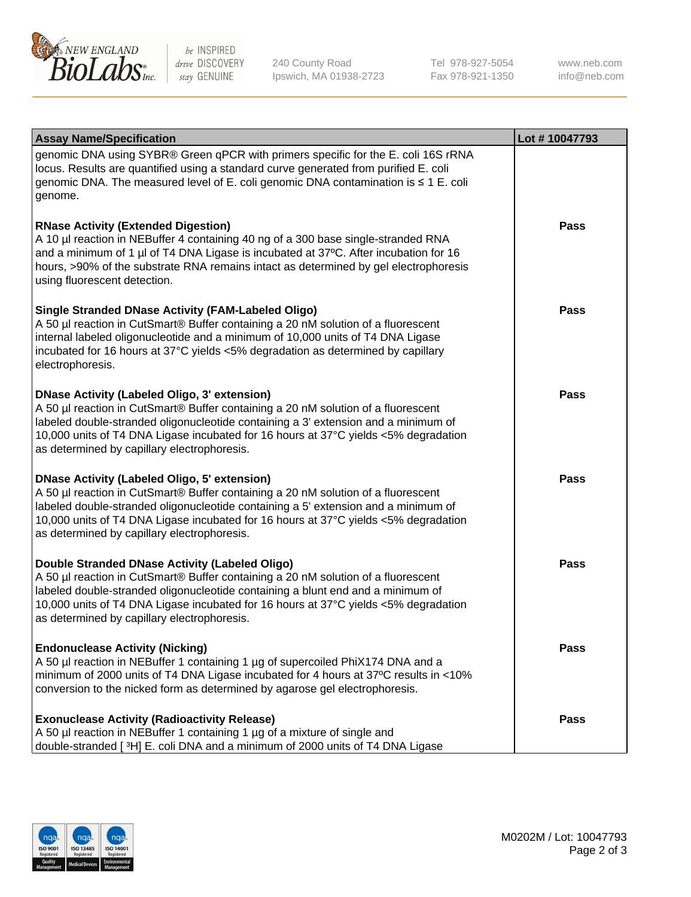| Assay Name/Specification | Lot # 10047793 |
| --- | --- |
| genomic DNA using SYBR® Green qPCR with primers specific for the E. coli 16S rRNA locus. Results are quantified using a standard curve generated from purified E. coli genomic DNA. The measured level of E. coli genomic DNA contamination is ≤ 1 E. coli genome. | |
| **RNase Activity (Extended Digestion)**<br>A 10 µl reaction in NEBuffer 4 containing 40 ng of a 300 base single-stranded RNA and a minimum of 1 µl of T4 DNA Ligase is incubated at 37ºC. After incubation for 16 hours, >90% of the substrate RNA remains intact as determined by gel electrophoresis using fluorescent detection. | Pass |
| **Single Stranded DNase Activity (FAM-Labeled Oligo)**<br>A 50 µl reaction in CutSmart® Buffer containing a 20 nM solution of a fluorescent internal labeled oligonucleotide and a minimum of 10,000 units of T4 DNA Ligase incubated for 16 hours at 37°C yields <5% degradation as determined by capillary electrophoresis. | Pass |
| **DNase Activity (Labeled Oligo, 3' extension)**<br>A 50 µl reaction in CutSmart® Buffer containing a 20 nM solution of a fluorescent labeled double-stranded oligonucleotide containing a 3' extension and a minimum of 10,000 units of T4 DNA Ligase incubated for 16 hours at 37°C yields <5% degradation as determined by capillary electrophoresis. | Pass |
| **DNase Activity (Labeled Oligo, 5' extension)**<br>A 50 µl reaction in CutSmart® Buffer containing a 20 nM solution of a fluorescent labeled double-stranded oligonucleotide containing a 5' extension and a minimum of 10,000 units of T4 DNA Ligase incubated for 16 hours at 37°C yields <5% degradation as determined by capillary electrophoresis. | Pass |
| **Double Stranded DNase Activity (Labeled Oligo)**<br>A 50 µl reaction in CutSmart® Buffer containing a 20 nM solution of a fluorescent labeled double-stranded oligonucleotide containing a blunt end and a minimum of 10,000 units of T4 DNA Ligase incubated for 16 hours at 37°C yields <5% degradation as determined by capillary electrophoresis. | Pass |
| **Endonuclease Activity (Nicking)**<br>A 50 µl reaction in NEBuffer 1 containing 1 µg of supercoiled PhiX174 DNA and a minimum of 2000 units of T4 DNA Ligase incubated for 4 hours at 37ºC results in <10% conversion to the nicked form as determined by agarose gel electrophoresis. | Pass |
| **Exonuclease Activity (Radioactivity Release)**<br>A 50 µl reaction in NEBuffer 1 containing 1 µg of a mixture of single and double-stranded [ $^{3}$H] E. coli DNA and a minimum of 2000 units of T4 DNA Ligase | Pass |

M0202M / Lot: 10047793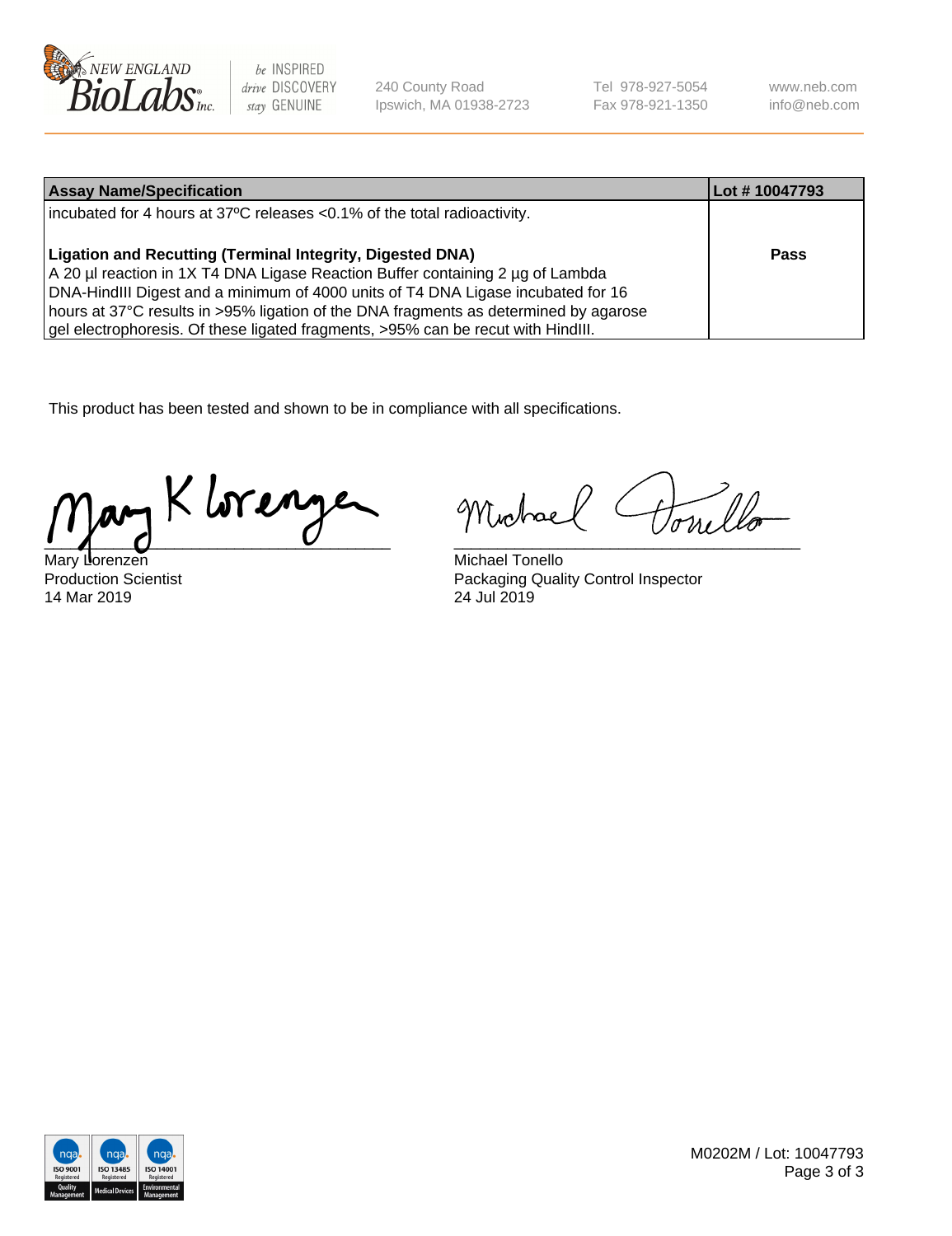| Assay Name/Specification | Lot # 10047793 |
| --- | --- |
| incubated for 4 hours at 37ºC releases <0.1% of the total radioactivity. | |
| **Ligation and Recutting (Terminal Integrity, Digested DNA)** A 20 µl reaction in 1X T4 DNA Ligase Reaction Buffer containing 2 µg of Lambda DNA-HindIII Digest and a minimum of 4000 units of T4 DNA Ligase incubated for 16 hours at 37°C results in >95% ligation of the DNA fragments as determined by agarose gel electrophoresis. Of these ligated fragments, >95% can be recut with HindIII. | **Pass** |

This product has been tested and shown to be in compliance with all specifications.

Mary Lorenzen
Production Scientist
14 Mar 2019

Michael Tonello
Packaging Quality Control Inspector
24 Jul 2019

M0202M / Lot: 10047793